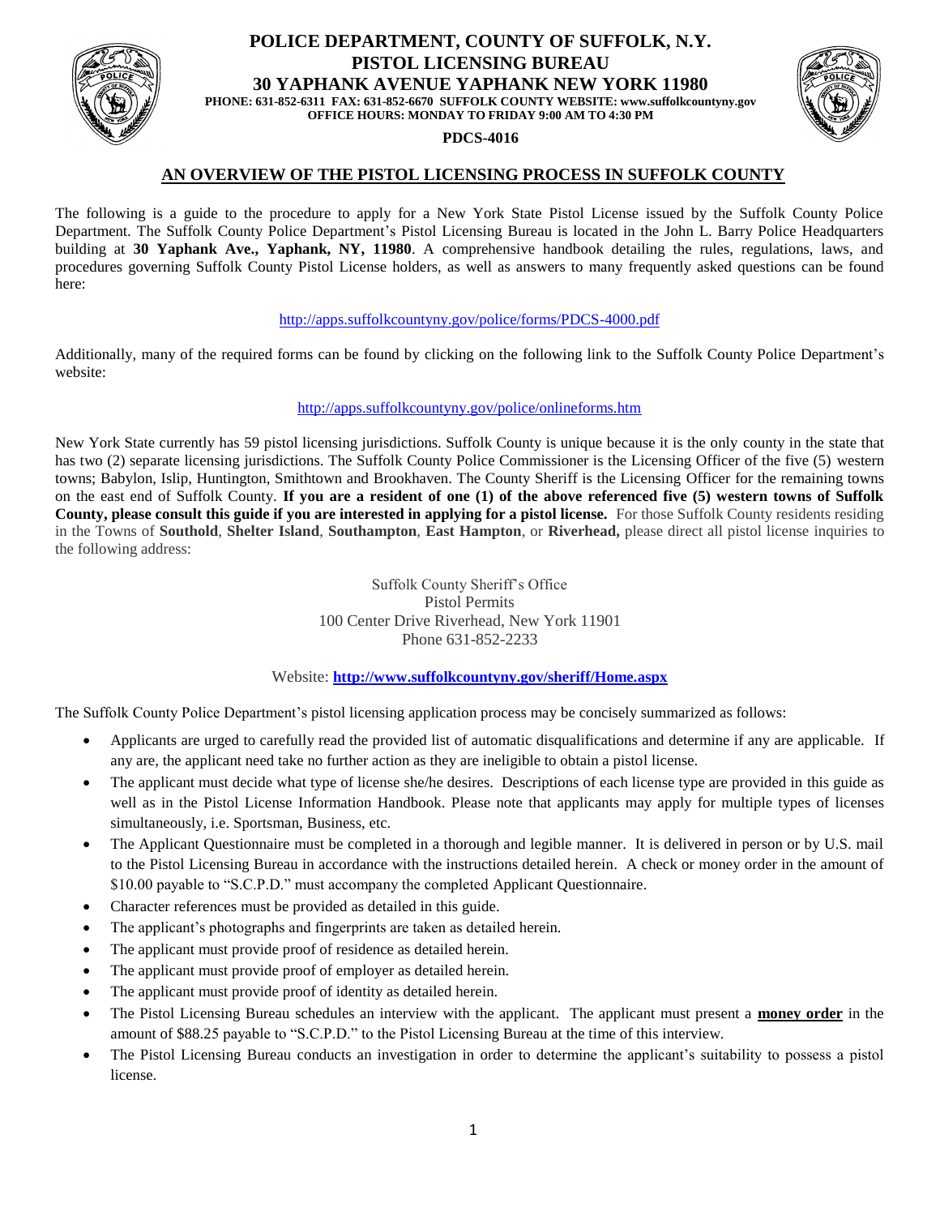# POLICE DEPARTMENT, COUNTY OF SUFFOLK, N.Y.
## PISTOL LICENSING BUREAU
## 30 YAPHANK AVENUE YAPHANK NEW YORK 11980

**PHONE: 631-852-6311 FAX: 631-852-6670 SUFFOLK COUNTY WEBSITE: www.suffolkcountyny.gov**
**OFFICE HOURS: MONDAY TO FRIDAY 9:00 AM TO 4:30 PM**

**PDCS-4016**

## AN OVERVIEW OF THE PISTOL LICENSING PROCESS IN SUFFOLK COUNTY

The following is a guide to the procedure to apply for a New York State Pistol License issued by the Suffolk County Police Department. The Suffolk County Police Department's Pistol Licensing Bureau is located in the John L. Barry Police Headquarters building at **30 Yaphank Ave., Yaphank, NY, 11980**. A comprehensive handbook detailing the rules, regulations, laws, and procedures governing Suffolk County Pistol License holders, as well as answers to many frequently asked questions can be found here:

http://apps.suffolkcountyny.gov/police/forms/PDCS-4000.pdf

Additionally, many of the required forms can be found by clicking on the following link to the Suffolk County Police Department's website:

http://apps.suffolkcountyny.gov/police/onlineforms.htm

New York State currently has 59 pistol licensing jurisdictions. Suffolk County is unique because it is the only county in the state that has two (2) separate licensing jurisdictions. The Suffolk County Police Commissioner is the Licensing Officer of the five (5) western towns; Babylon, Islip, Huntington, Smithtown and Brookhaven. The County Sheriff is the Licensing Officer for the remaining towns on the east end of Suffolk County. **If you are a resident of one (1) of the above referenced five (5) western towns of Suffolk County, please consult this guide if you are interested in applying for a pistol license.** For those Suffolk County residents residing in the Towns of **Southold**, **Shelter Island**, **Southampton**, **East Hampton**, or **Riverhead,** please direct all pistol license inquiries to the following address:

Suffolk County Sheriff's Office
Pistol Permits
100 Center Drive Riverhead, New York 11901
Phone 631-852-2233

Website: **http://www.suffolkcountyny.gov/sheriff/Home.aspx**

The Suffolk County Police Department's pistol licensing application process may be concisely summarized as follows:

- Applicants are urged to carefully read the provided list of automatic disqualifications and determine if any are applicable. If any are, the applicant need take no further action as they are ineligible to obtain a pistol license.
- The applicant must decide what type of license she/he desires. Descriptions of each license type are provided in this guide as well as in the Pistol License Information Handbook. Please note that applicants may apply for multiple types of licenses simultaneously, i.e. Sportsman, Business, etc.
- The Applicant Questionnaire must be completed in a thorough and legible manner. It is delivered in person or by U.S. mail to the Pistol Licensing Bureau in accordance with the instructions detailed herein. A check or money order in the amount of $10.00 payable to "S.C.P.D." must accompany the completed Applicant Questionnaire.
- Character references must be provided as detailed in this guide.
- The applicant's photographs and fingerprints are taken as detailed herein.
- The applicant must provide proof of residence as detailed herein.
- The applicant must provide proof of employer as detailed herein.
- The applicant must provide proof of identity as detailed herein.
- The Pistol Licensing Bureau schedules an interview with the applicant. The applicant must present a **money order** in the amount of $88.25 payable to "S.C.P.D." to the Pistol Licensing Bureau at the time of this interview.
- The Pistol Licensing Bureau conducts an investigation in order to determine the applicant's suitability to possess a pistol license.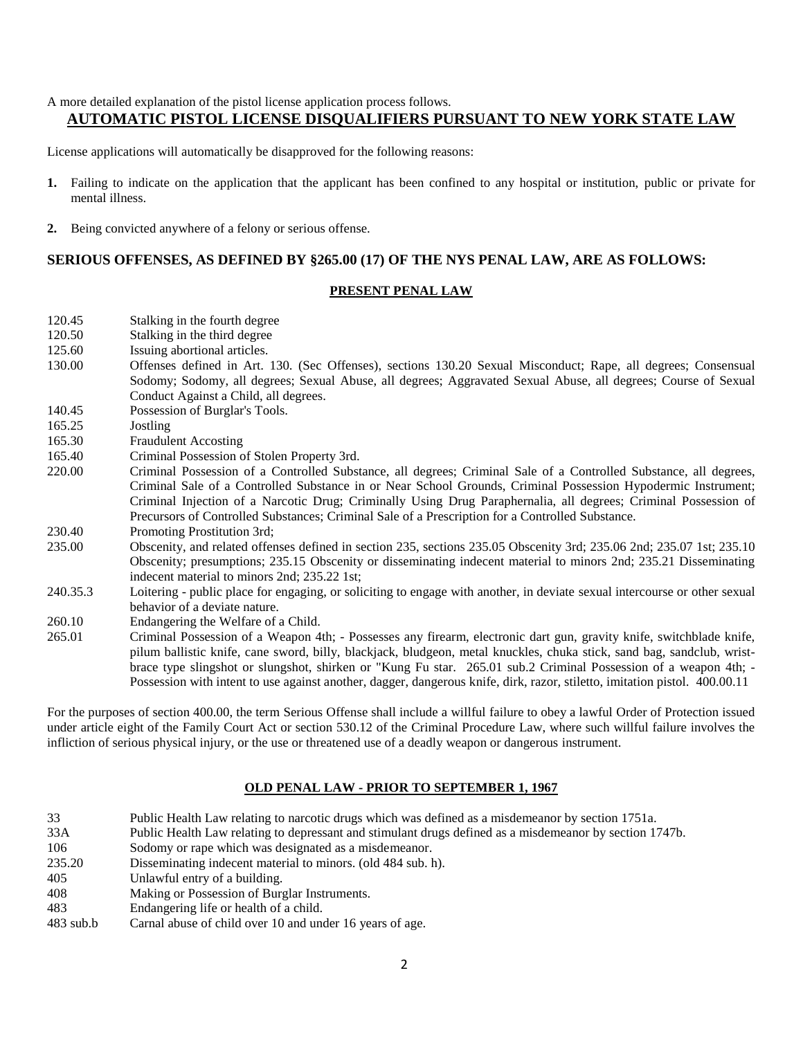A more detailed explanation of the pistol license application process follows.

## AUTOMATIC PISTOL LICENSE DISQUALIFIERS PURSUANT TO NEW YORK STATE LAW

License applications will automatically be disapproved for the following reasons:

1. Failing to indicate on the application that the applicant has been confined to any hospital or institution, public or private for mental illness.

2. Being convicted anywhere of a felony or serious offense.

### SERIOUS OFFENSES, AS DEFINED BY §265.00 (17) OF THE NYS PENAL LAW, ARE AS FOLLOWS:

#### PRESENT PENAL LAW

| | |
|---|---|
| 120.45 | Stalking in the fourth degree |
| 120.50 | Stalking in the third degree |
| 125.60 | Issuing abortional articles. |
| 130.00 | Offenses defined in Art. 130. (Sec Offenses), sections 130.20 Sexual Misconduct; Rape, all degrees; Consensual Sodomy; Sodomy, all degrees; Sexual Abuse, all degrees; Aggravated Sexual Abuse, all degrees; Course of Sexual Conduct Against a Child, all degrees. |
| 140.45 | Possession of Burglar's Tools. |
| 165.25 | Jostling |
| 165.30 | Fraudulent Accosting |
| 165.40 | Criminal Possession of Stolen Property 3rd. |
| 220.00 | Criminal Possession of a Controlled Substance, all degrees; Criminal Sale of a Controlled Substance, all degrees, Criminal Sale of a Controlled Substance in or Near School Grounds, Criminal Possession Hypodermic Instrument; Criminal Injection of a Narcotic Drug; Criminally Using Drug Paraphernalia, all degrees; Criminal Possession of Precursors of Controlled Substances; Criminal Sale of a Prescription for a Controlled Substance. |
| 230.40 | Promoting Prostitution 3rd; |
| 235.00 | Obscenity, and related offenses defined in section 235, sections 235.05 Obscenity 3rd; 235.06 2nd; 235.07 1st; 235.10 Obscenity; presumptions; 235.15 Obscenity or disseminating indecent material to minors 2nd; 235.21 Disseminating indecent material to minors 2nd; 235.22 1st; |
| 240.35.3 | Loitering - public place for engaging, or soliciting to engage with another, in deviate sexual intercourse or other sexual behavior of a deviate nature. |
| 260.10 | Endangering the Welfare of a Child. |
| 265.01 | Criminal Possession of a Weapon 4th; - Possesses any firearm, electronic dart gun, gravity knife, switchblade knife, pilum ballistic knife, cane sword, billy, blackjack, bludgeon, metal knuckles, chuka stick, sand bag, sandclub, wrist-brace type slingshot or slungshot, shirken or "Kung Fu star. 265.01 sub.2 Criminal Possession of a weapon 4th; - Possession with intent to use against another, dagger, dangerous knife, dirk, razor, stiletto, imitation pistol. 400.00.11 |

For the purposes of section 400.00, the term Serious Offense shall include a willful failure to obey a lawful Order of Protection issued under article eight of the Family Court Act or section 530.12 of the Criminal Procedure Law, where such willful failure involves the infliction of serious physical injury, or the use or threatened use of a deadly weapon or dangerous instrument.

#### OLD PENAL LAW - PRIOR TO SEPTEMBER 1, 1967

| | |
|---|---|
| 33 | Public Health Law relating to narcotic drugs which was defined as a misdemeanor by section 1751a. |
| 33A | Public Health Law relating to depressant and stimulant drugs defined as a misdemeanor by section 1747b. |
| 106 | Sodomy or rape which was designated as a misdemeanor. |
| 235.20 | Disseminating indecent material to minors. (old 484 sub. h). |
| 405 | Unlawful entry of a building. |
| 408 | Making or Possession of Burglar Instruments. |
| 483 | Endangering life or health of a child. |
| 483 sub.b | Carnal abuse of child over 10 and under 16 years of age. |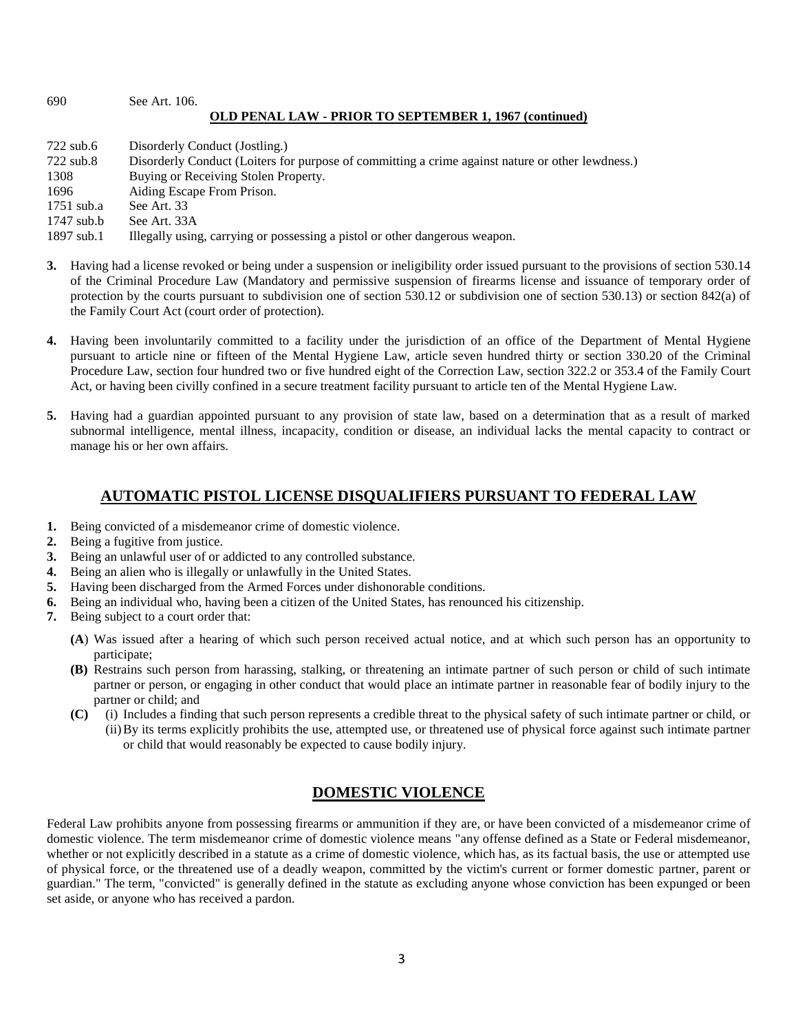| | |
|---|---|
| 690 | See Art. 106. |

**OLD PENAL LAW - PRIOR TO SEPTEMBER 1, 1967 (continued)**

| | |
|---|---|
| 722 sub.6 | Disorderly Conduct (Jostling.) |
| 722 sub.8 | Disorderly Conduct (Loiters for purpose of committing a crime against nature or other lewdness.) |
| 1308 | Buying or Receiving Stolen Property. |
| 1696 | Aiding Escape From Prison. |
| 1751 sub.a | See Art. 33 |
| 1747 sub.b | See Art. 33A |
| 1897 sub.1 | Illegally using, carrying or possessing a pistol or other dangerous weapon. |

**3.** Having had a license revoked or being under a suspension or ineligibility order issued pursuant to the provisions of section 530.14 of the Criminal Procedure Law (Mandatory and permissive suspension of firearms license and issuance of temporary order of protection by the courts pursuant to subdivision one of section 530.12 or subdivision one of section 530.13) or section 842(a) of the Family Court Act (court order of protection).

**4.** Having been involuntarily committed to a facility under the jurisdiction of an office of the Department of Mental Hygiene pursuant to article nine or fifteen of the Mental Hygiene Law, article seven hundred thirty or section 330.20 of the Criminal Procedure Law, section four hundred two or five hundred eight of the Correction Law, section 322.2 or 353.4 of the Family Court Act, or having been civilly confined in a secure treatment facility pursuant to article ten of the Mental Hygiene Law.

**5.** Having had a guardian appointed pursuant to any provision of state law, based on a determination that as a result of marked subnormal intelligence, mental illness, incapacity, condition or disease, an individual lacks the mental capacity to contract or manage his or her own affairs.

## AUTOMATIC PISTOL LICENSE DISQUALIFIERS PURSUANT TO FEDERAL LAW

**1.** Being convicted of a misdemeanor crime of domestic violence.
**2.** Being a fugitive from justice.
**3.** Being an unlawful user of or addicted to any controlled substance.
**4.** Being an alien who is illegally or unlawfully in the United States.
**5.** Having been discharged from the Armed Forces under dishonorable conditions.
**6.** Being an individual who, having been a citizen of the United States, has renounced his citizenship.
**7.** Being subject to a court order that:

- **(A)** Was issued after a hearing of which such person received actual notice, and at which such person has an opportunity to participate;
- **(B)** Restrains such person from harassing, stalking, or threatening an intimate partner of such person or child of such intimate partner or person, or engaging in other conduct that would place an intimate partner in reasonable fear of bodily injury to the partner or child; and
- **(C)** (i) Includes a finding that such person represents a credible threat to the physical safety of such intimate partner or child, or
  (ii) By its terms explicitly prohibits the use, attempted use, or threatened use of physical force against such intimate partner or child that would reasonably be expected to cause bodily injury.

## DOMESTIC VIOLENCE

Federal Law prohibits anyone from possessing firearms or ammunition if they are, or have been convicted of a misdemeanor crime of domestic violence. The term misdemeanor crime of domestic violence means "any offense defined as a State or Federal misdemeanor, whether or not explicitly described in a statute as a crime of domestic violence, which has, as its factual basis, the use or attempted use of physical force, or the threatened use of a deadly weapon, committed by the victim's current or former domestic partner, parent or guardian." The term, "convicted" is generally defined in the statute as excluding anyone whose conviction has been expunged or been set aside, or anyone who has received a pardon.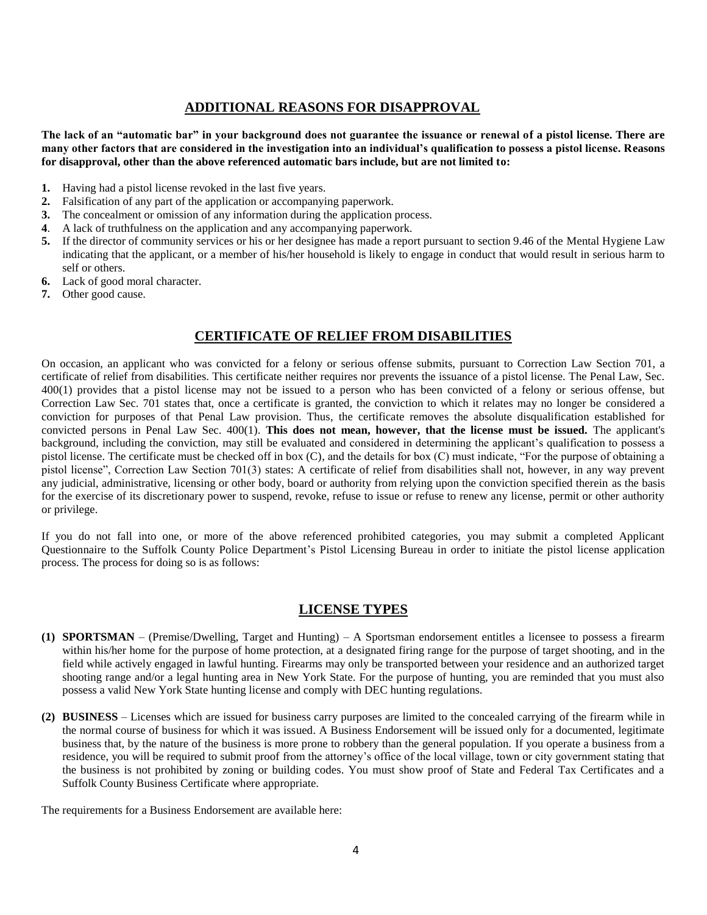## ADDITIONAL REASONS FOR DISAPPROVAL

**The lack of an "automatic bar" in your background does not guarantee the issuance or renewal of a pistol license. There are many other factors that are considered in the investigation into an individual's qualification to possess a pistol license. Reasons for disapproval, other than the above referenced automatic bars include, but are not limited to:**

1. Having had a pistol license revoked in the last five years.
2. Falsification of any part of the application or accompanying paperwork.
3. The concealment or omission of any information during the application process.
4. A lack of truthfulness on the application and any accompanying paperwork.
5. If the director of community services or his or her designee has made a report pursuant to section 9.46 of the Mental Hygiene Law indicating that the applicant, or a member of his/her household is likely to engage in conduct that would result in serious harm to self or others.
6. Lack of good moral character.
7. Other good cause.

## CERTIFICATE OF RELIEF FROM DISABILITIES

On occasion, an applicant who was convicted for a felony or serious offense submits, pursuant to Correction Law Section 701, a certificate of relief from disabilities. This certificate neither requires nor prevents the issuance of a pistol license. The Penal Law, Sec. 400(1) provides that a pistol license may not be issued to a person who has been convicted of a felony or serious offense, but Correction Law Sec. 701 states that, once a certificate is granted, the conviction to which it relates may no longer be considered a conviction for purposes of that Penal Law provision. Thus, the certificate removes the absolute disqualification established for convicted persons in Penal Law Sec. 400(1). **This does not mean, however, that the license must be issued.** The applicant's background, including the conviction, may still be evaluated and considered in determining the applicant's qualification to possess a pistol license. The certificate must be checked off in box (C), and the details for box (C) must indicate, "For the purpose of obtaining a pistol license", Correction Law Section 701(3) states: A certificate of relief from disabilities shall not, however, in any way prevent any judicial, administrative, licensing or other body, board or authority from relying upon the conviction specified therein as the basis for the exercise of its discretionary power to suspend, revoke, refuse to issue or refuse to renew any license, permit or other authority or privilege.

If you do not fall into one, or more of the above referenced prohibited categories, you may submit a completed Applicant Questionnaire to the Suffolk County Police Department's Pistol Licensing Bureau in order to initiate the pistol license application process. The process for doing so is as follows:

## LICENSE TYPES

**(1) SPORTSMAN** – (Premise/Dwelling, Target and Hunting) – A Sportsman endorsement entitles a licensee to possess a firearm within his/her home for the purpose of home protection, at a designated firing range for the purpose of target shooting, and in the field while actively engaged in lawful hunting. Firearms may only be transported between your residence and an authorized target shooting range and/or a legal hunting area in New York State. For the purpose of hunting, you are reminded that you must also possess a valid New York State hunting license and comply with DEC hunting regulations.

**(2) BUSINESS** – Licenses which are issued for business carry purposes are limited to the concealed carrying of the firearm while in the normal course of business for which it was issued. A Business Endorsement will be issued only for a documented, legitimate business that, by the nature of the business is more prone to robbery than the general population. If you operate a business from a residence, you will be required to submit proof from the attorney's office of the local village, town or city government stating that the business is not prohibited by zoning or building codes. You must show proof of State and Federal Tax Certificates and a Suffolk County Business Certificate where appropriate.

The requirements for a Business Endorsement are available here: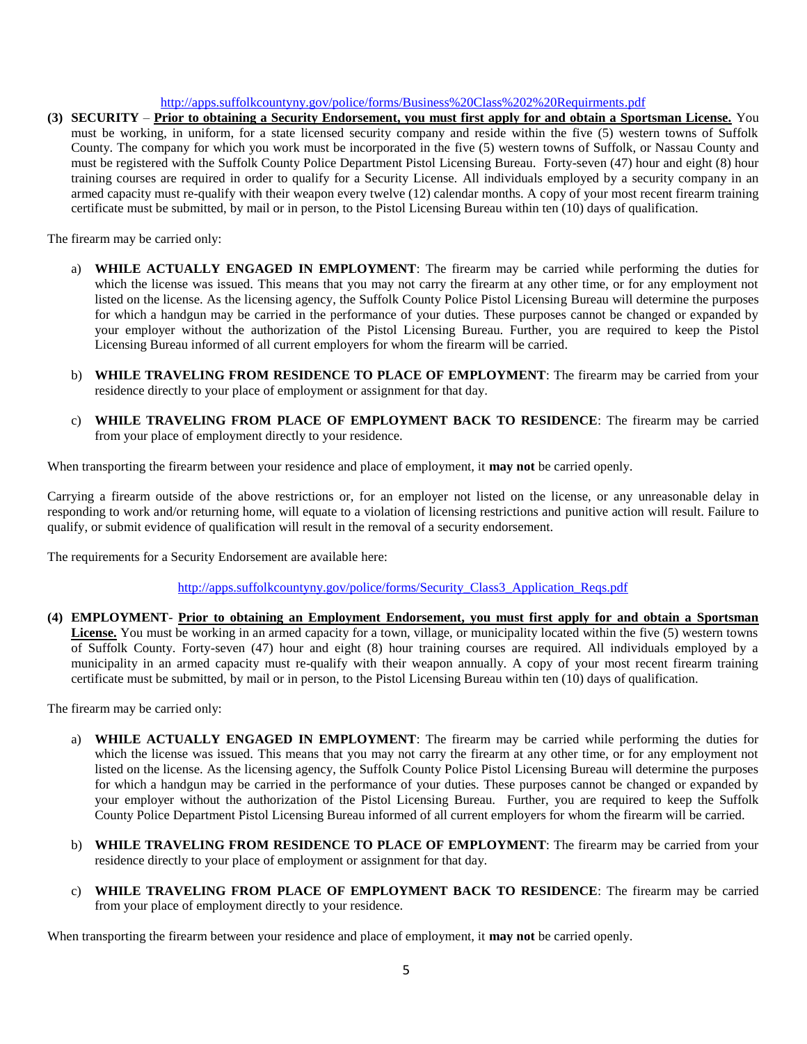http://apps.suffolkcountyny.gov/police/forms/Business%20Class%202%20Requirments.pdf

**(3) SECURITY** – **Prior to obtaining a Security Endorsement, you must first apply for and obtain a Sportsman License.** You must be working, in uniform, for a state licensed security company and reside within the five (5) western towns of Suffolk County. The company for which you work must be incorporated in the five (5) western towns of Suffolk, or Nassau County and must be registered with the Suffolk County Police Department Pistol Licensing Bureau. Forty-seven (47) hour and eight (8) hour training courses are required in order to qualify for a Security License. All individuals employed by a security company in an armed capacity must re-qualify with their weapon every twelve (12) calendar months. A copy of your most recent firearm training certificate must be submitted, by mail or in person, to the Pistol Licensing Bureau within ten (10) days of qualification.

The firearm may be carried only:

a) **WHILE ACTUALLY ENGAGED IN EMPLOYMENT**: The firearm may be carried while performing the duties for which the license was issued. This means that you may not carry the firearm at any other time, or for any employment not listed on the license. As the licensing agency, the Suffolk County Police Pistol Licensing Bureau will determine the purposes for which a handgun may be carried in the performance of your duties. These purposes cannot be changed or expanded by your employer without the authorization of the Pistol Licensing Bureau. Further, you are required to keep the Pistol Licensing Bureau informed of all current employers for whom the firearm will be carried.

b) **WHILE TRAVELING FROM RESIDENCE TO PLACE OF EMPLOYMENT**: The firearm may be carried from your residence directly to your place of employment or assignment for that day.

c) **WHILE TRAVELING FROM PLACE OF EMPLOYMENT BACK TO RESIDENCE**: The firearm may be carried from your place of employment directly to your residence.

When transporting the firearm between your residence and place of employment, it **may not** be carried openly.

Carrying a firearm outside of the above restrictions or, for an employer not listed on the license, or any unreasonable delay in responding to work and/or returning home, will equate to a violation of licensing restrictions and punitive action will result. Failure to qualify, or submit evidence of qualification will result in the removal of a security endorsement.

The requirements for a Security Endorsement are available here:

http://apps.suffolkcountyny.gov/police/forms/Security_Class3_Application_Reqs.pdf

**(4) EMPLOYMENT**- **Prior to obtaining an Employment Endorsement, you must first apply for and obtain a Sportsman License.** You must be working in an armed capacity for a town, village, or municipality located within the five (5) western towns of Suffolk County. Forty-seven (47) hour and eight (8) hour training courses are required. All individuals employed by a municipality in an armed capacity must re-qualify with their weapon annually. A copy of your most recent firearm training certificate must be submitted, by mail or in person, to the Pistol Licensing Bureau within ten (10) days of qualification.

The firearm may be carried only:

a) **WHILE ACTUALLY ENGAGED IN EMPLOYMENT**: The firearm may be carried while performing the duties for which the license was issued. This means that you may not carry the firearm at any other time, or for any employment not listed on the license. As the licensing agency, the Suffolk County Police Pistol Licensing Bureau will determine the purposes for which a handgun may be carried in the performance of your duties. These purposes cannot be changed or expanded by your employer without the authorization of the Pistol Licensing Bureau. Further, you are required to keep the Suffolk County Police Department Pistol Licensing Bureau informed of all current employers for whom the firearm will be carried.

b) **WHILE TRAVELING FROM RESIDENCE TO PLACE OF EMPLOYMENT**: The firearm may be carried from your residence directly to your place of employment or assignment for that day.

c) **WHILE TRAVELING FROM PLACE OF EMPLOYMENT BACK TO RESIDENCE**: The firearm may be carried from your place of employment directly to your residence.

When transporting the firearm between your residence and place of employment, it **may not** be carried openly.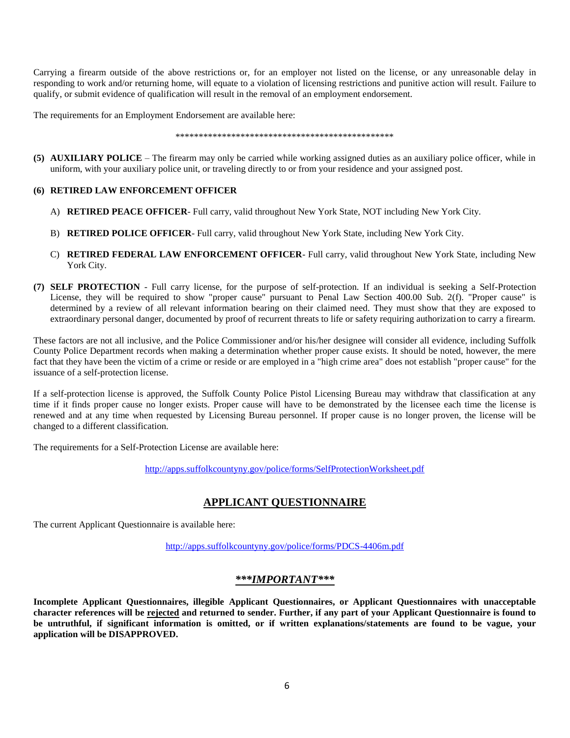Carrying a firearm outside of the above restrictions or, for an employer not listed on the license, or any unreasonable delay in responding to work and/or returning home, will equate to a violation of licensing restrictions and punitive action will result. Failure to qualify, or submit evidence of qualification will result in the removal of an employment endorsement.

The requirements for an Employment Endorsement are available here:

\*\*\*\*\*\*\*\*\*\*\*\*\*\*\*\*\*\*\*\*\*\*\*\*\*\*\*\*\*\*\*\*\*\*\*\*\*\*\*\*\*\*\*\*\*\*\*\*

**(5) AUXILIARY POLICE** – The firearm may only be carried while working assigned duties as an auxiliary police officer, while in uniform, with your auxiliary police unit, or traveling directly to or from your residence and your assigned post.

**(6) RETIRED LAW ENFORCEMENT OFFICER**

A) **RETIRED PEACE OFFICER**- Full carry, valid throughout New York State, NOT including New York City.

B) **RETIRED POLICE OFFICER**- Full carry, valid throughout New York State, including New York City.

C) **RETIRED FEDERAL LAW ENFORCEMENT OFFICER**- Full carry, valid throughout New York State, including New York City.

**(7) SELF PROTECTION** - Full carry license, for the purpose of self-protection. If an individual is seeking a Self-Protection License, they will be required to show "proper cause" pursuant to Penal Law Section 400.00 Sub. 2(f). "Proper cause" is determined by a review of all relevant information bearing on their claimed need. They must show that they are exposed to extraordinary personal danger, documented by proof of recurrent threats to life or safety requiring authorization to carry a firearm.

These factors are not all inclusive, and the Police Commissioner and/or his/her designee will consider all evidence, including Suffolk County Police Department records when making a determination whether proper cause exists. It should be noted, however, the mere fact that they have been the victim of a crime or reside or are employed in a "high crime area" does not establish "proper cause" for the issuance of a self-protection license.

If a self-protection license is approved, the Suffolk County Police Pistol Licensing Bureau may withdraw that classification at any time if it finds proper cause no longer exists. Proper cause will have to be demonstrated by the licensee each time the license is renewed and at any time when requested by Licensing Bureau personnel. If proper cause is no longer proven, the license will be changed to a different classification.

The requirements for a Self-Protection License are available here:

http://apps.suffolkcountyny.gov/police/forms/SelfProtectionWorksheet.pdf

## APPLICANT QUESTIONNAIRE

The current Applicant Questionnaire is available here:

http://apps.suffolkcountyny.gov/police/forms/PDCS-4406m.pdf

## ***\*\*\*IMPORTANT\*\*\****

**Incomplete Applicant Questionnaires, illegible Applicant Questionnaires, or Applicant Questionnaires with unacceptable character references will be <u>rejected</u> and returned to sender. Further, if any part of your Applicant Questionnaire is found to be untruthful, if significant information is omitted, or if written explanations/statements are found to be vague, your application will be DISAPPROVED.**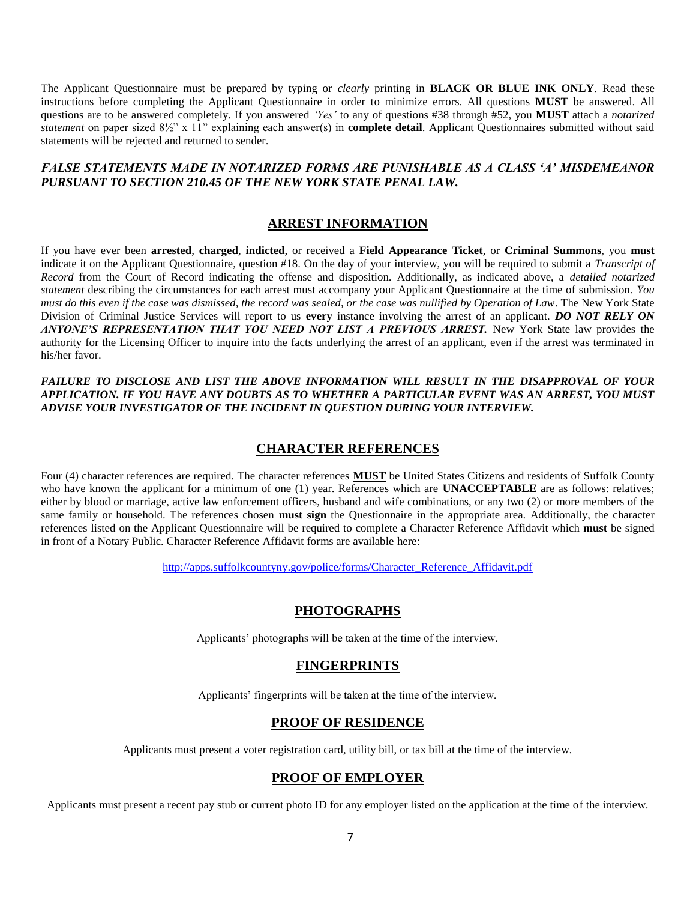The Applicant Questionnaire must be prepared by typing or *clearly* printing in **BLACK OR BLUE INK ONLY**. Read these instructions before completing the Applicant Questionnaire in order to minimize errors. All questions **MUST** be answered. All questions are to be answered completely. If you answered *'Yes'* to any of questions #38 through #52, you **MUST** attach a *notarized statement* on paper sized 8½" x 11" explaining each answer(s) in **complete detail**. Applicant Questionnaires submitted without said statements will be rejected and returned to sender.

***FALSE STATEMENTS MADE IN NOTARIZED FORMS ARE PUNISHABLE AS A CLASS 'A' MISDEMEANOR PURSUANT TO SECTION 210.45 OF THE NEW YORK STATE PENAL LAW.***

## ARREST INFORMATION

If you have ever been **arrested**, **charged**, **indicted**, or received a **Field Appearance Ticket**, or **Criminal Summons**, you **must** indicate it on the Applicant Questionnaire, question #18. On the day of your interview, you will be required to submit a *Transcript of Record* from the Court of Record indicating the offense and disposition. Additionally, as indicated above, a *detailed notarized statement* describing the circumstances for each arrest must accompany your Applicant Questionnaire at the time of submission. *You must do this even if the case was dismissed, the record was sealed, or the case was nullified by Operation of Law*. The New York State Division of Criminal Justice Services will report to us **every** instance involving the arrest of an applicant. ***DO NOT RELY ON ANYONE'S REPRESENTATION THAT YOU NEED NOT LIST A PREVIOUS ARREST.*** New York State law provides the authority for the Licensing Officer to inquire into the facts underlying the arrest of an applicant, even if the arrest was terminated in his/her favor.

***FAILURE TO DISCLOSE AND LIST THE ABOVE INFORMATION WILL RESULT IN THE DISAPPROVAL OF YOUR APPLICATION. IF YOU HAVE ANY DOUBTS AS TO WHETHER A PARTICULAR EVENT WAS AN ARREST, YOU MUST ADVISE YOUR INVESTIGATOR OF THE INCIDENT IN QUESTION DURING YOUR INTERVIEW.***

## CHARACTER REFERENCES

Four (4) character references are required. The character references **MUST** be United States Citizens and residents of Suffolk County who have known the applicant for a minimum of one (1) year. References which are **UNACCEPTABLE** are as follows: relatives; either by blood or marriage, active law enforcement officers, husband and wife combinations, or any two (2) or more members of the same family or household. The references chosen **must sign** the Questionnaire in the appropriate area. Additionally, the character references listed on the Applicant Questionnaire will be required to complete a Character Reference Affidavit which **must** be signed in front of a Notary Public. Character Reference Affidavit forms are available here:

http://apps.suffolkcountyny.gov/police/forms/Character_Reference_Affidavit.pdf

## PHOTOGRAPHS

Applicants' photographs will be taken at the time of the interview.

## FINGERPRINTS

Applicants' fingerprints will be taken at the time of the interview.

## PROOF OF RESIDENCE

Applicants must present a voter registration card, utility bill, or tax bill at the time of the interview.

## PROOF OF EMPLOYER

Applicants must present a recent pay stub or current photo ID for any employer listed on the application at the time of the interview.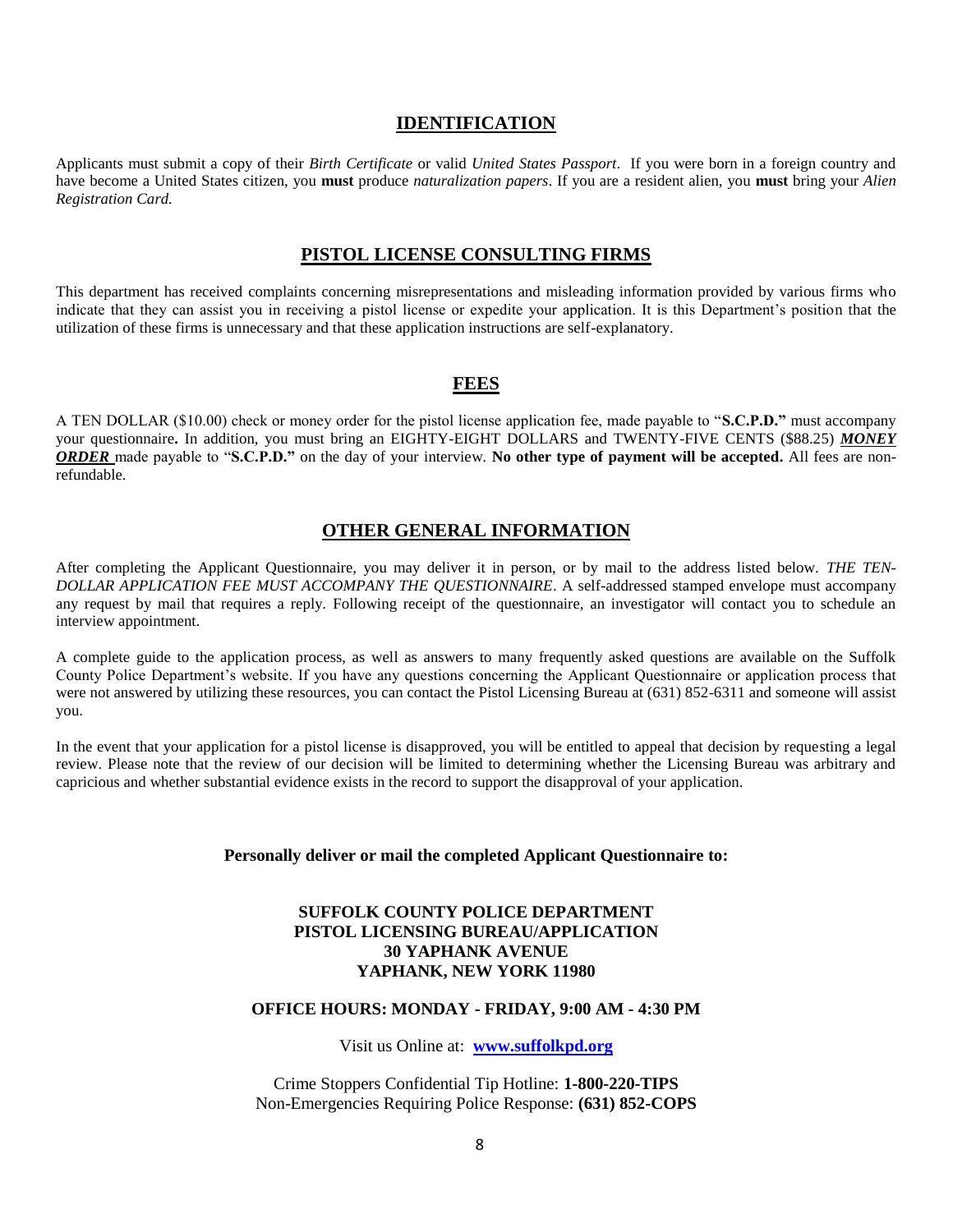## IDENTIFICATION

Applicants must submit a copy of their *Birth Certificate* or valid *United States Passport*. If you were born in a foreign country and have become a United States citizen, you **must** produce *naturalization papers*. If you are a resident alien, you **must** bring your *Alien Registration Card.*

## PISTOL LICENSE CONSULTING FIRMS

This department has received complaints concerning misrepresentations and misleading information provided by various firms who indicate that they can assist you in receiving a pistol license or expedite your application. It is this Department's position that the utilization of these firms is unnecessary and that these application instructions are self-explanatory.

## FEES

A TEN DOLLAR ($10.00) check or money order for the pistol license application fee, made payable to "**S.C.P.D.**" must accompany your questionnaire**.** In addition, you must bring an EIGHTY-EIGHT DOLLARS and TWENTY-FIVE CENTS ($88.25) ***MONEY ORDER*** made payable to "**S.C.P.D.**" on the day of your interview. **No other type of payment will be accepted.** All fees are non-refundable.

## OTHER GENERAL INFORMATION

After completing the Applicant Questionnaire, you may deliver it in person, or by mail to the address listed below. *THE TEN-DOLLAR APPLICATION FEE MUST ACCOMPANY THE QUESTIONNAIRE*. A self-addressed stamped envelope must accompany any request by mail that requires a reply. Following receipt of the questionnaire, an investigator will contact you to schedule an interview appointment.

A complete guide to the application process, as well as answers to many frequently asked questions are available on the Suffolk County Police Department's website. If you have any questions concerning the Applicant Questionnaire or application process that were not answered by utilizing these resources, you can contact the Pistol Licensing Bureau at (631) 852-6311 and someone will assist you.

In the event that your application for a pistol license is disapproved, you will be entitled to appeal that decision by requesting a legal review. Please note that the review of our decision will be limited to determining whether the Licensing Bureau was arbitrary and capricious and whether substantial evidence exists in the record to support the disapproval of your application.

**Personally deliver or mail the completed Applicant Questionnaire to:**

**SUFFOLK COUNTY POLICE DEPARTMENT**
**PISTOL LICENSING BUREAU/APPLICATION**
**30 YAPHANK AVENUE**
**YAPHANK, NEW YORK 11980**

**OFFICE HOURS: MONDAY - FRIDAY, 9:00 AM - 4:30 PM**

Visit us Online at: **www.suffolkpd.org**

Crime Stoppers Confidential Tip Hotline: **1-800-220-TIPS**
Non-Emergencies Requiring Police Response: **(631) 852-COPS**